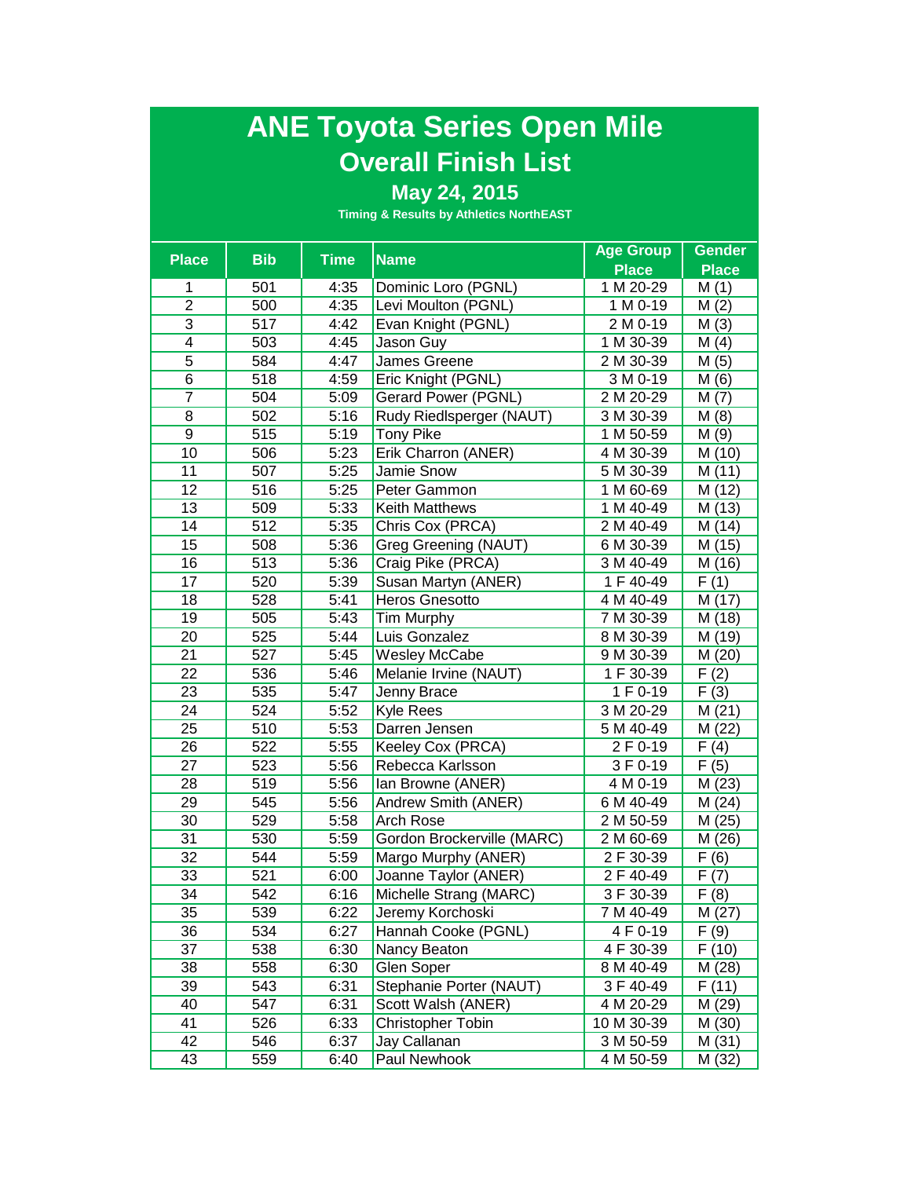# ANE Toyota Series Open Mile

## Overall Finish List

### May 24, 2015

Timing & Results by Athletics NorthEAST

| Place | Bib | Time | Name | Age Group Place | Gender Place |
|---|---|---|---|---|---|
| 1 | 501 | 4:35 | Dominic Loro (PGNL) | 1 M 20-29 | M (1) |
| 2 | 500 | 4:35 | Levi Moulton (PGNL) | 1 M 0-19 | M (2) |
| 3 | 517 | 4:42 | Evan Knight (PGNL) | 2 M 0-19 | M (3) |
| 4 | 503 | 4:45 | Jason Guy | 1 M 30-39 | M (4) |
| 5 | 584 | 4:47 | James Greene | 2 M 30-39 | M (5) |
| 6 | 518 | 4:59 | Eric Knight (PGNL) | 3 M 0-19 | M (6) |
| 7 | 504 | 5:09 | Gerard Power (PGNL) | 2 M 20-29 | M (7) |
| 8 | 502 | 5:16 | Rudy Riedlsperger (NAUT) | 3 M 30-39 | M (8) |
| 9 | 515 | 5:19 | Tony Pike | 1 M 50-59 | M (9) |
| 10 | 506 | 5:23 | Erik Charron (ANER) | 4 M 30-39 | M (10) |
| 11 | 507 | 5:25 | Jamie Snow | 5 M 30-39 | M (11) |
| 12 | 516 | 5:25 | Peter Gammon | 1 M 60-69 | M (12) |
| 13 | 509 | 5:33 | Keith Matthews | 1 M 40-49 | M (13) |
| 14 | 512 | 5:35 | Chris Cox (PRCA) | 2 M 40-49 | M (14) |
| 15 | 508 | 5:36 | Greg Greening (NAUT) | 6 M 30-39 | M (15) |
| 16 | 513 | 5:36 | Craig Pike (PRCA) | 3 M 40-49 | M (16) |
| 17 | 520 | 5:39 | Susan Martyn (ANER) | 1 F 40-49 | F (1) |
| 18 | 528 | 5:41 | Heros Gnesotto | 4 M 40-49 | M (17) |
| 19 | 505 | 5:43 | Tim Murphy | 7 M 30-39 | M (18) |
| 20 | 525 | 5:44 | Luis Gonzalez | 8 M 30-39 | M (19) |
| 21 | 527 | 5:45 | Wesley McCabe | 9 M 30-39 | M (20) |
| 22 | 536 | 5:46 | Melanie Irvine (NAUT) | 1 F 30-39 | F (2) |
| 23 | 535 | 5:47 | Jenny Brace | 1 F 0-19 | F (3) |
| 24 | 524 | 5:52 | Kyle Rees | 3 M 20-29 | M (21) |
| 25 | 510 | 5:53 | Darren Jensen | 5 M 40-49 | M (22) |
| 26 | 522 | 5:55 | Keeley Cox (PRCA) | 2 F 0-19 | F (4) |
| 27 | 523 | 5:56 | Rebecca Karlsson | 3 F 0-19 | F (5) |
| 28 | 519 | 5:56 | Ian Browne (ANER) | 4 M 0-19 | M (23) |
| 29 | 545 | 5:56 | Andrew Smith (ANER) | 6 M 40-49 | M (24) |
| 30 | 529 | 5:58 | Arch Rose | 2 M 50-59 | M (25) |
| 31 | 530 | 5:59 | Gordon Brockerville (MARC) | 2 M 60-69 | M (26) |
| 32 | 544 | 5:59 | Margo Murphy (ANER) | 2 F 30-39 | F (6) |
| 33 | 521 | 6:00 | Joanne Taylor (ANER) | 2 F 40-49 | F (7) |
| 34 | 542 | 6:16 | Michelle Strang (MARC) | 3 F 30-39 | F (8) |
| 35 | 539 | 6:22 | Jeremy Korchoski | 7 M 40-49 | M (27) |
| 36 | 534 | 6:27 | Hannah Cooke (PGNL) | 4 F 0-19 | F (9) |
| 37 | 538 | 6:30 | Nancy Beaton | 4 F 30-39 | F (10) |
| 38 | 558 | 6:30 | Glen Soper | 8 M 40-49 | M (28) |
| 39 | 543 | 6:31 | Stephanie Porter (NAUT) | 3 F 40-49 | F (11) |
| 40 | 547 | 6:31 | Scott Walsh (ANER) | 4 M 20-29 | M (29) |
| 41 | 526 | 6:33 | Christopher Tobin | 10 M 30-39 | M (30) |
| 42 | 546 | 6:37 | Jay Callanan | 3 M 50-59 | M (31) |
| 43 | 559 | 6:40 | Paul Newhook | 4 M 50-59 | M (32) |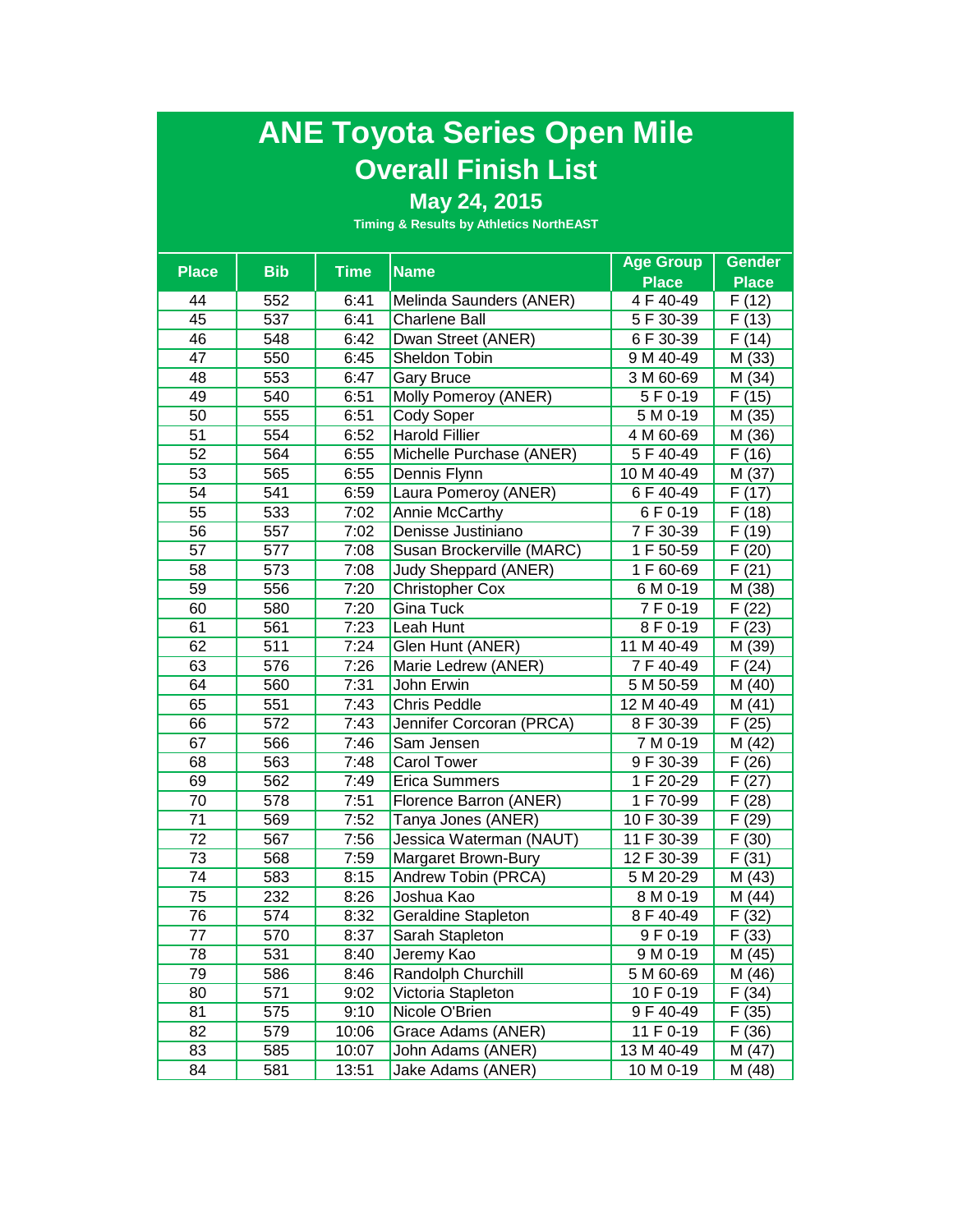# ANE Toyota Series Open Mile

## Overall Finish List

### May 24, 2015

Timing & Results by Athletics NorthEAST

| Place | Bib | Time | Name | Age Group Place | Gender Place |
|---|---|---|---|---|---|
| 44 | 552 | 6:41 | Melinda Saunders (ANER) | 4 F 40-49 | F (12) |
| 45 | 537 | 6:41 | Charlene Ball | 5 F 30-39 | F (13) |
| 46 | 548 | 6:42 | Dwan Street (ANER) | 6 F 30-39 | F (14) |
| 47 | 550 | 6:45 | Sheldon Tobin | 9 M 40-49 | M (33) |
| 48 | 553 | 6:47 | Gary Bruce | 3 M 60-69 | M (34) |
| 49 | 540 | 6:51 | Molly Pomeroy (ANER) | 5 F 0-19 | F (15) |
| 50 | 555 | 6:51 | Cody Soper | 5 M 0-19 | M (35) |
| 51 | 554 | 6:52 | Harold Fillier | 4 M 60-69 | M (36) |
| 52 | 564 | 6:55 | Michelle Purchase (ANER) | 5 F 40-49 | F (16) |
| 53 | 565 | 6:55 | Dennis Flynn | 10 M 40-49 | M (37) |
| 54 | 541 | 6:59 | Laura Pomeroy (ANER) | 6 F 40-49 | F (17) |
| 55 | 533 | 7:02 | Annie McCarthy | 6 F 0-19 | F (18) |
| 56 | 557 | 7:02 | Denisse Justiniano | 7 F 30-39 | F (19) |
| 57 | 577 | 7:08 | Susan Brockerville (MARC) | 1 F 50-59 | F (20) |
| 58 | 573 | 7:08 | Judy Sheppard (ANER) | 1 F 60-69 | F (21) |
| 59 | 556 | 7:20 | Christopher Cox | 6 M 0-19 | M (38) |
| 60 | 580 | 7:20 | Gina Tuck | 7 F 0-19 | F (22) |
| 61 | 561 | 7:23 | Leah Hunt | 8 F 0-19 | F (23) |
| 62 | 511 | 7:24 | Glen Hunt (ANER) | 11 M 40-49 | M (39) |
| 63 | 576 | 7:26 | Marie Ledrew (ANER) | 7 F 40-49 | F (24) |
| 64 | 560 | 7:31 | John Erwin | 5 M 50-59 | M (40) |
| 65 | 551 | 7:43 | Chris Peddle | 12 M 40-49 | M (41) |
| 66 | 572 | 7:43 | Jennifer Corcoran (PRCA) | 8 F 30-39 | F (25) |
| 67 | 566 | 7:46 | Sam Jensen | 7 M 0-19 | M (42) |
| 68 | 563 | 7:48 | Carol Tower | 9 F 30-39 | F (26) |
| 69 | 562 | 7:49 | Erica Summers | 1 F 20-29 | F (27) |
| 70 | 578 | 7:51 | Florence Barron (ANER) | 1 F 70-99 | F (28) |
| 71 | 569 | 7:52 | Tanya Jones (ANER) | 10 F 30-39 | F (29) |
| 72 | 567 | 7:56 | Jessica Waterman (NAUT) | 11 F 30-39 | F (30) |
| 73 | 568 | 7:59 | Margaret Brown-Bury | 12 F 30-39 | F (31) |
| 74 | 583 | 8:15 | Andrew Tobin (PRCA) | 5 M 20-29 | M (43) |
| 75 | 232 | 8:26 | Joshua Kao | 8 M 0-19 | M (44) |
| 76 | 574 | 8:32 | Geraldine Stapleton | 8 F 40-49 | F (32) |
| 77 | 570 | 8:37 | Sarah Stapleton | 9 F 0-19 | F (33) |
| 78 | 531 | 8:40 | Jeremy Kao | 9 M 0-19 | M (45) |
| 79 | 586 | 8:46 | Randolph Churchill | 5 M 60-69 | M (46) |
| 80 | 571 | 9:02 | Victoria Stapleton | 10 F 0-19 | F (34) |
| 81 | 575 | 9:10 | Nicole O'Brien | 9 F 40-49 | F (35) |
| 82 | 579 | 10:06 | Grace Adams (ANER) | 11 F 0-19 | F (36) |
| 83 | 585 | 10:07 | John Adams (ANER) | 13 M 40-49 | M (47) |
| 84 | 581 | 13:51 | Jake Adams (ANER) | 10 M 0-19 | M (48) |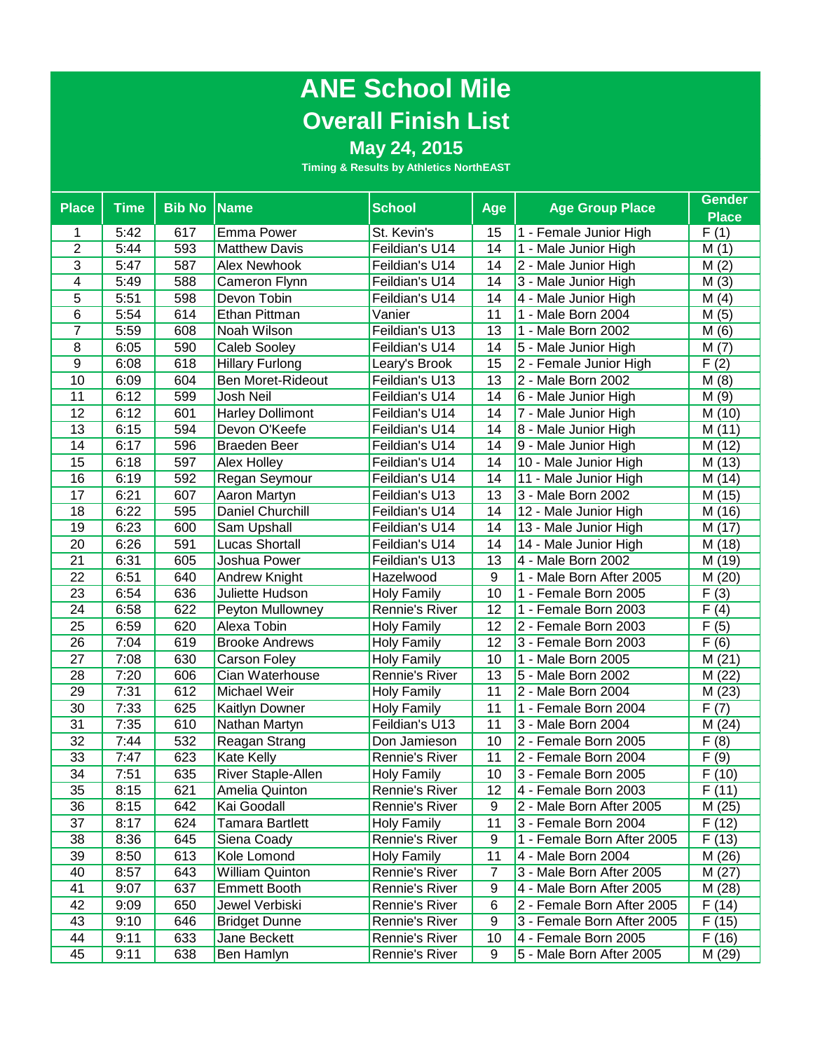# ANE School Mile

## Overall Finish List

### May 24, 2015

**Timing & Results by Athletics NorthEAST**

| Place | Time | Bib No | Name | School | Age | Age Group Place | Gender Place |
|---|---|---|---|---|---|---|---|
| 1 | 5:42 | 617 | Emma Power | St. Kevin's | 15 | 1 - Female Junior High | F (1) |
| 2 | 5:44 | 593 | Matthew Davis | Feildian's U14 | 14 | 1 - Male Junior High | M (1) |
| 3 | 5:47 | 587 | Alex Newhook | Feildian's U14 | 14 | 2 - Male Junior High | M (2) |
| 4 | 5:49 | 588 | Cameron Flynn | Feildian's U14 | 14 | 3 - Male Junior High | M (3) |
| 5 | 5:51 | 598 | Devon Tobin | Feildian's U14 | 14 | 4 - Male Junior High | M (4) |
| 6 | 5:54 | 614 | Ethan Pittman | Vanier | 11 | 1 - Male Born 2004 | M (5) |
| 7 | 5:59 | 608 | Noah Wilson | Feildian's U13 | 13 | 1 - Male Born 2002 | M (6) |
| 8 | 6:05 | 590 | Caleb Sooley | Feildian's U14 | 14 | 5 - Male Junior High | M (7) |
| 9 | 6:08 | 618 | Hillary Furlong | Leary's Brook | 15 | 2 - Female Junior High | F (2) |
| 10 | 6:09 | 604 | Ben Moret-Rideout | Feildian's U13 | 13 | 2 - Male Born 2002 | M (8) |
| 11 | 6:12 | 599 | Josh Neil | Feildian's U14 | 14 | 6 - Male Junior High | M (9) |
| 12 | 6:12 | 601 | Harley Dollimont | Feildian's U14 | 14 | 7 - Male Junior High | M (10) |
| 13 | 6:15 | 594 | Devon O'Keefe | Feildian's U14 | 14 | 8 - Male Junior High | M (11) |
| 14 | 6:17 | 596 | Braeden Beer | Feildian's U14 | 14 | 9 - Male Junior High | M (12) |
| 15 | 6:18 | 597 | Alex Holley | Feildian's U14 | 14 | 10 - Male Junior High | M (13) |
| 16 | 6:19 | 592 | Regan Seymour | Feildian's U14 | 14 | 11 - Male Junior High | M (14) |
| 17 | 6:21 | 607 | Aaron Martyn | Feildian's U13 | 13 | 3 - Male Born 2002 | M (15) |
| 18 | 6:22 | 595 | Daniel Churchill | Feildian's U14 | 14 | 12 - Male Junior High | M (16) |
| 19 | 6:23 | 600 | Sam Upshall | Feildian's U14 | 14 | 13 - Male Junior High | M (17) |
| 20 | 6:26 | 591 | Lucas Shortall | Feildian's U14 | 14 | 14 - Male Junior High | M (18) |
| 21 | 6:31 | 605 | Joshua Power | Feildian's U13 | 13 | 4 - Male Born 2002 | M (19) |
| 22 | 6:51 | 640 | Andrew Knight | Hazelwood | 9 | 1 - Male Born After 2005 | M (20) |
| 23 | 6:54 | 636 | Juliette Hudson | Holy Family | 10 | 1 - Female Born 2005 | F (3) |
| 24 | 6:58 | 622 | Peyton Mullowney | Rennie's River | 12 | 1 - Female Born 2003 | F (4) |
| 25 | 6:59 | 620 | Alexa Tobin | Holy Family | 12 | 2 - Female Born 2003 | F (5) |
| 26 | 7:04 | 619 | Brooke Andrews | Holy Family | 12 | 3 - Female Born 2003 | F (6) |
| 27 | 7:08 | 630 | Carson Foley | Holy Family | 10 | 1 - Male Born 2005 | M (21) |
| 28 | 7:20 | 606 | Cian Waterhouse | Rennie's River | 13 | 5 - Male Born 2002 | M (22) |
| 29 | 7:31 | 612 | Michael Weir | Holy Family | 11 | 2 - Male Born 2004 | M (23) |
| 30 | 7:33 | 625 | Kaitlyn Downer | Holy Family | 11 | 1 - Female Born 2004 | F (7) |
| 31 | 7:35 | 610 | Nathan Martyn | Feildian's U13 | 11 | 3 - Male Born 2004 | M (24) |
| 32 | 7:44 | 532 | Reagan Strang | Don Jamieson | 10 | 2 - Female Born 2005 | F (8) |
| 33 | 7:47 | 623 | Kate Kelly | Rennie's River | 11 | 2 - Female Born 2004 | F (9) |
| 34 | 7:51 | 635 | River Staple-Allen | Holy Family | 10 | 3 - Female Born 2005 | F (10) |
| 35 | 8:15 | 621 | Amelia Quinton | Rennie's River | 12 | 4 - Female Born 2003 | F (11) |
| 36 | 8:15 | 642 | Kai Goodall | Rennie's River | 9 | 2 - Male Born After 2005 | M (25) |
| 37 | 8:17 | 624 | Tamara Bartlett | Holy Family | 11 | 3 - Female Born 2004 | F (12) |
| 38 | 8:36 | 645 | Siena Coady | Rennie's River | 9 | 1 - Female Born After 2005 | F (13) |
| 39 | 8:50 | 613 | Kole Lomond | Holy Family | 11 | 4 - Male Born 2004 | M (26) |
| 40 | 8:57 | 643 | William Quinton | Rennie's River | 7 | 3 - Male Born After 2005 | M (27) |
| 41 | 9:07 | 637 | Emmett Booth | Rennie's River | 9 | 4 - Male Born After 2005 | M (28) |
| 42 | 9:09 | 650 | Jewel Verbiski | Rennie's River | 6 | 2 - Female Born After 2005 | F (14) |
| 43 | 9:10 | 646 | Bridget Dunne | Rennie's River | 9 | 3 - Female Born After 2005 | F (15) |
| 44 | 9:11 | 633 | Jane Beckett | Rennie's River | 10 | 4 - Female Born 2005 | F (16) |
| 45 | 9:11 | 638 | Ben Hamlyn | Rennie's River | 9 | 5 - Male Born After 2005 | M (29) |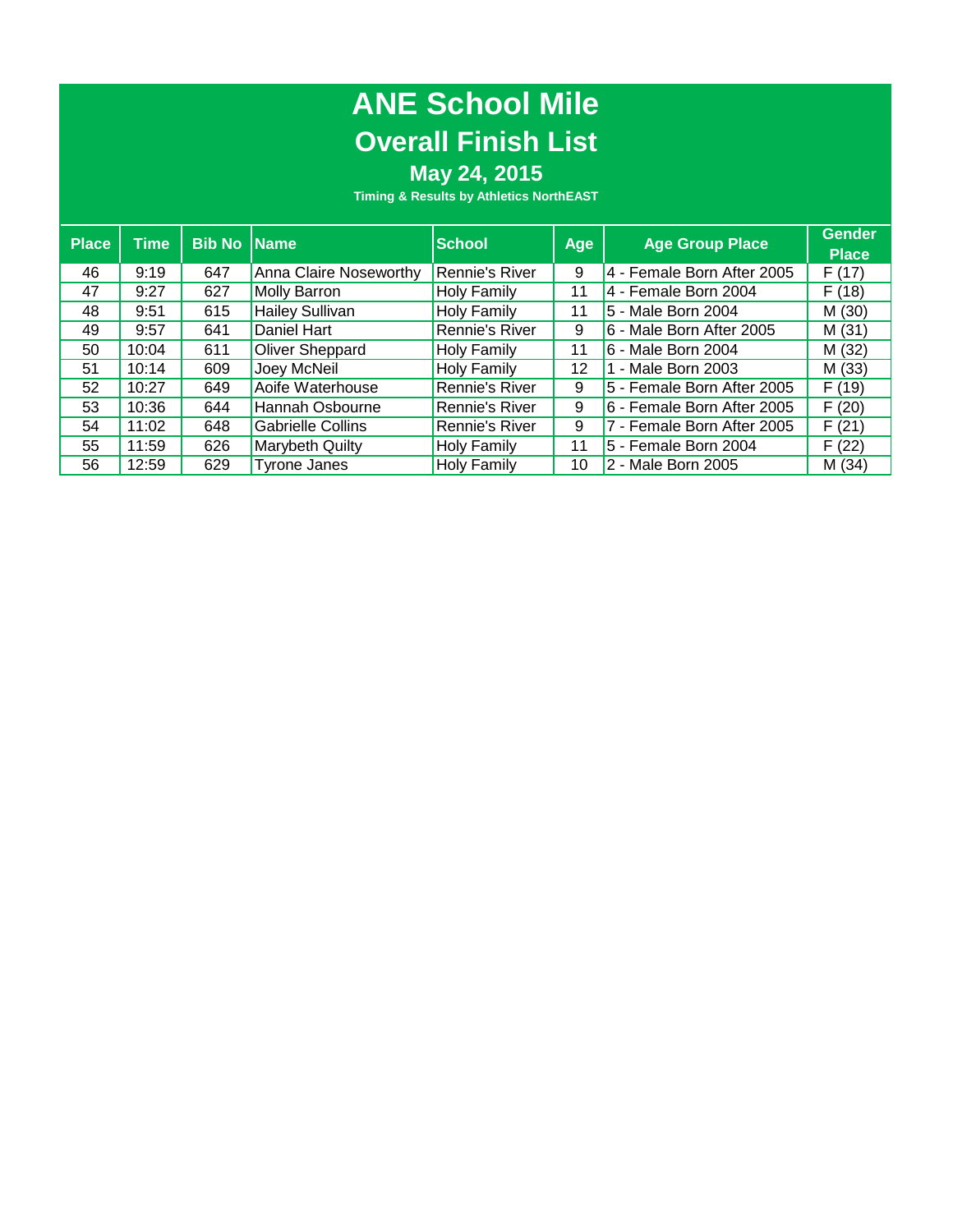# ANE School Mile

## Overall Finish List

### May 24, 2015

**Timing & Results by Athletics NorthEAST**

| Place | Time | Bib No | Name | School | Age | Age Group Place | Gender Place |
|---|---|---|---|---|---|---|---|
| 46 | 9:19 | 647 | Anna Claire Noseworthy | Rennie's River | 9 | 4 - Female Born After 2005 | F (17) |
| 47 | 9:27 | 627 | Molly Barron | Holy Family | 11 | 4 - Female Born 2004 | F (18) |
| 48 | 9:51 | 615 | Hailey Sullivan | Holy Family | 11 | 5 - Male Born 2004 | M (30) |
| 49 | 9:57 | 641 | Daniel Hart | Rennie's River | 9 | 6 - Male Born After 2005 | M (31) |
| 50 | 10:04 | 611 | Oliver Sheppard | Holy Family | 11 | 6 - Male Born 2004 | M (32) |
| 51 | 10:14 | 609 | Joey McNeil | Holy Family | 12 | 1 - Male Born 2003 | M (33) |
| 52 | 10:27 | 649 | Aoife Waterhouse | Rennie's River | 9 | 5 - Female Born After 2005 | F (19) |
| 53 | 10:36 | 644 | Hannah Osbourne | Rennie's River | 9 | 6 - Female Born After 2005 | F (20) |
| 54 | 11:02 | 648 | Gabrielle Collins | Rennie's River | 9 | 7 - Female Born After 2005 | F (21) |
| 55 | 11:59 | 626 | Marybeth Quilty | Holy Family | 11 | 5 - Female Born 2004 | F (22) |
| 56 | 12:59 | 629 | Tyrone Janes | Holy Family | 10 | 2 - Male Born 2005 | M (34) |